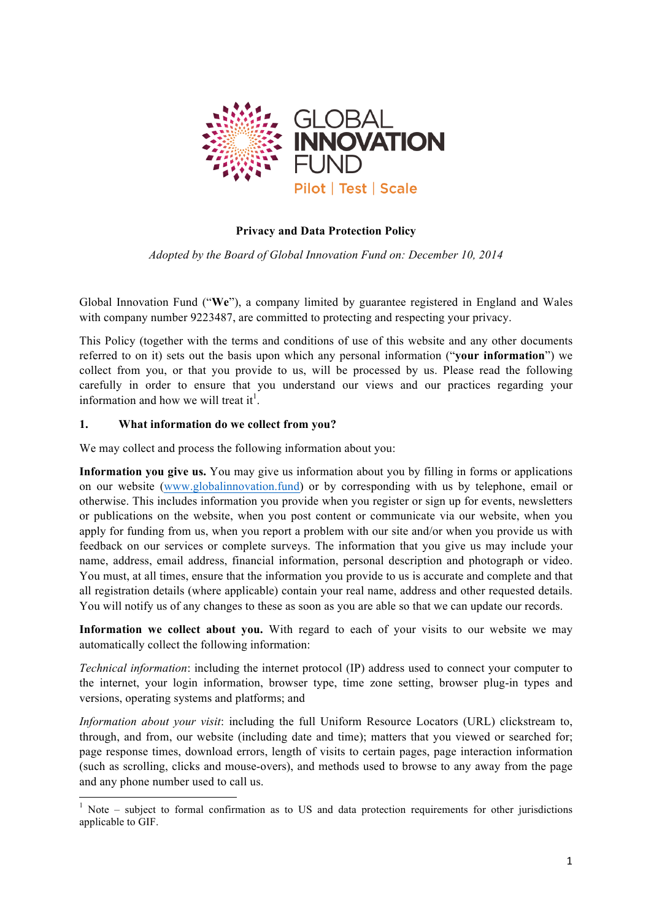GLOBAL INNOVATION FUND

Pilot | Test | Scale

**Privacy and Data Protection Policy**

*Adopted by the Board of Global Innovation Fund on: December 10, 2014*

Global Innovation Fund ("**We**"), a company limited by guarantee registered in England and Wales with company number 9223487, are committed to protecting and respecting your privacy.

This Policy (together with the terms and conditions of use of this website and any other documents referred to on it) sets out the basis upon which any personal information ("**your information**") we collect from you, or that you provide to us, will be processed by us. Please read the following carefully in order to ensure that you understand our views and our practices regarding your information and how we will treat it[1].

## 1. What information do we collect from you?

We may collect and process the following information about you:

**Information you give us.** You may give us information about you by filling in forms or applications on our website (www.globalinnovation.fund) or by corresponding with us by telephone, email or otherwise. This includes information you provide when you register or sign up for events, newsletters or publications on the website, when you post content or communicate via our website, when you apply for funding from us, when you report a problem with our site and/or when you provide us with feedback on our services or complete surveys. The information that you give us may include your name, address, email address, financial information, personal description and photograph or video. You must, at all times, ensure that the information you provide to us is accurate and complete and that all registration details (where applicable) contain your real name, address and other requested details. You will notify us of any changes to these as soon as you are able so that we can update our records.

**Information we collect about you.** With regard to each of your visits to our website we may automatically collect the following information:

*Technical information*: including the internet protocol (IP) address used to connect your computer to the internet, your login information, browser type, time zone setting, browser plug-in types and versions, operating systems and platforms; and

*Information about your visit*: including the full Uniform Resource Locators (URL) clickstream to, through, and from, our website (including date and time); matters that you viewed or searched for; page response times, download errors, length of visits to certain pages, page interaction information (such as scrolling, clicks and mouse-overs), and methods used to browse to any away from the page and any phone number used to call us.

[1] Note – subject to formal confirmation as to US and data protection requirements for other jurisdictions applicable to GIF.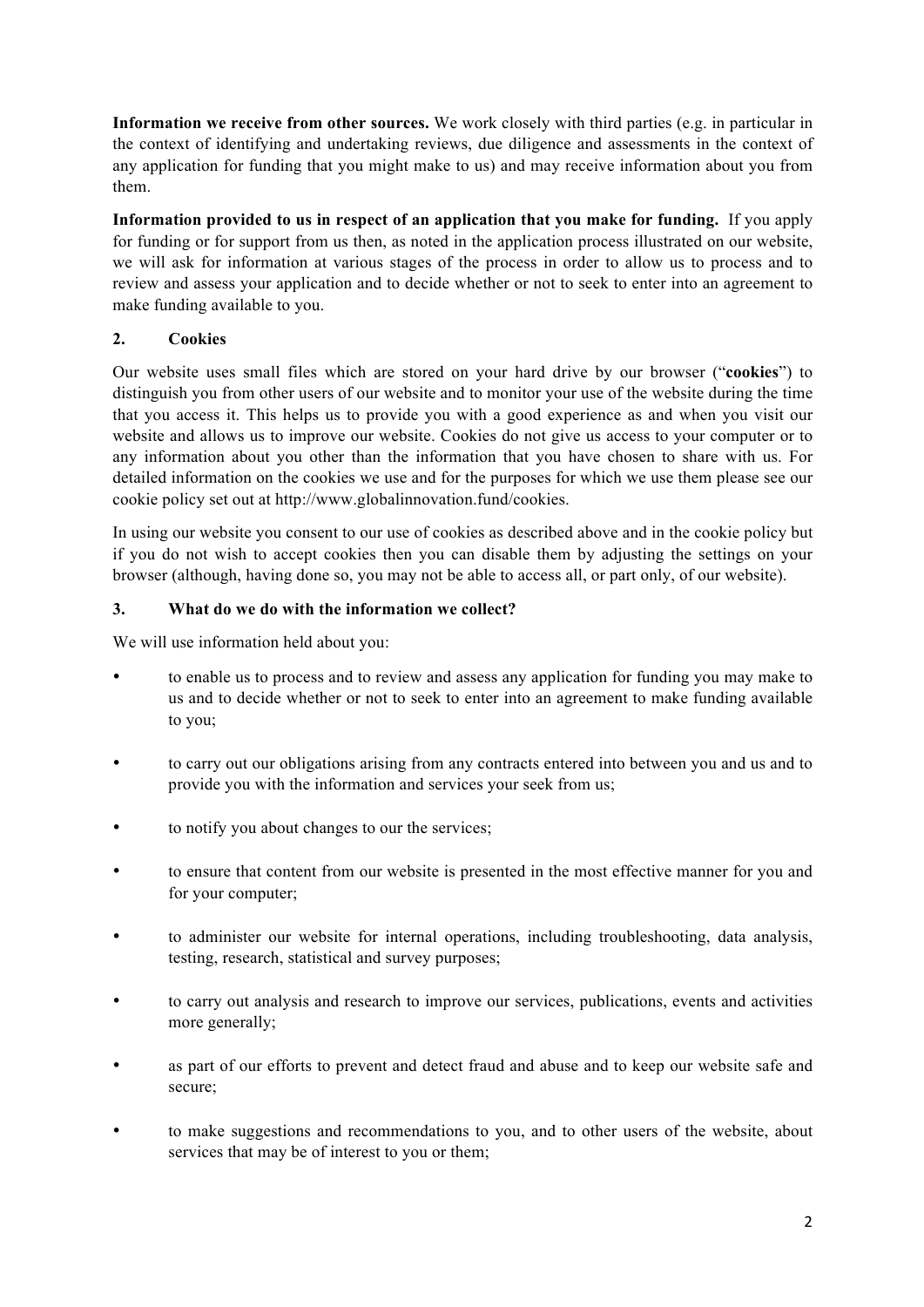**Information we receive from other sources.** We work closely with third parties (e.g. in particular in the context of identifying and undertaking reviews, due diligence and assessments in the context of any application for funding that you might make to us) and may receive information about you from them.

**Information provided to us in respect of an application that you make for funding.** If you apply for funding or for support from us then, as noted in the application process illustrated on our website, we will ask for information at various stages of the process in order to allow us to process and to review and assess your application and to decide whether or not to seek to enter into an agreement to make funding available to you.

## 2. Cookies

Our website uses small files which are stored on your hard drive by our browser ("**cookies**") to distinguish you from other users of our website and to monitor your use of the website during the time that you access it. This helps us to provide you with a good experience as and when you visit our website and allows us to improve our website. Cookies do not give us access to your computer or to any information about you other than the information that you have chosen to share with us. For detailed information on the cookies we use and for the purposes for which we use them please see our cookie policy set out at http://www.globalinnovation.fund/cookies.

In using our website you consent to our use of cookies as described above and in the cookie policy but if you do not wish to accept cookies then you can disable them by adjusting the settings on your browser (although, having done so, you may not be able to access all, or part only, of our website).

## 3. What do we do with the information we collect?

We will use information held about you:

- to enable us to process and to review and assess any application for funding you may make to us and to decide whether or not to seek to enter into an agreement to make funding available to you;
- to carry out our obligations arising from any contracts entered into between you and us and to provide you with the information and services your seek from us;
- to notify you about changes to our the services;
- to ensure that content from our website is presented in the most effective manner for you and for your computer;
- to administer our website for internal operations, including troubleshooting, data analysis, testing, research, statistical and survey purposes;
- to carry out analysis and research to improve our services, publications, events and activities more generally;
- as part of our efforts to prevent and detect fraud and abuse and to keep our website safe and secure;
- to make suggestions and recommendations to you, and to other users of the website, about services that may be of interest to you or them;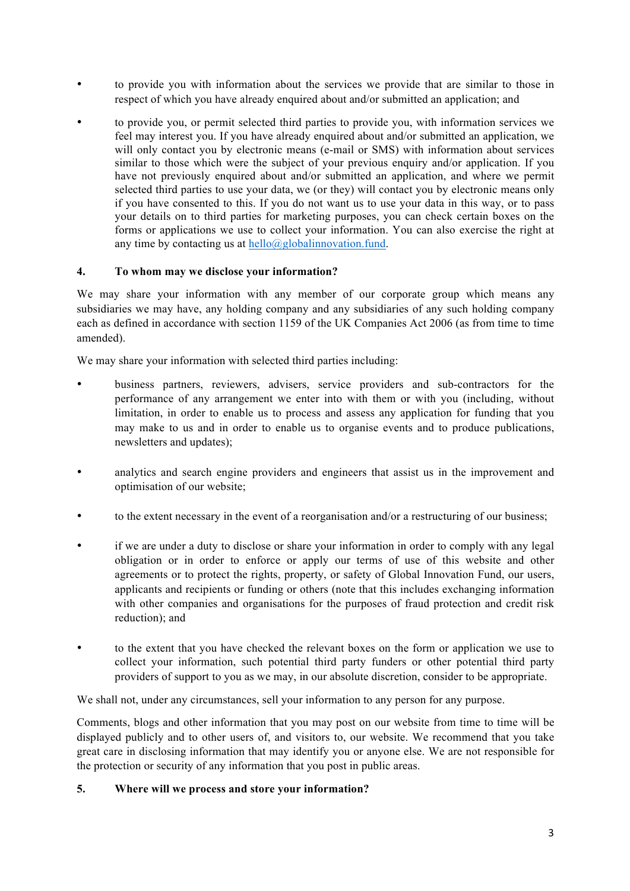- to provide you with information about the services we provide that are similar to those in respect of which you have already enquired about and/or submitted an application; and

- to provide you, or permit selected third parties to provide you, with information services we feel may interest you. If you have already enquired about and/or submitted an application, we will only contact you by electronic means (e-mail or SMS) with information about services similar to those which were the subject of your previous enquiry and/or application. If you have not previously enquired about and/or submitted an application, and where we permit selected third parties to use your data, we (or they) will contact you by electronic means only if you have consented to this. If you do not want us to use your data in this way, or to pass your details on to third parties for marketing purposes, you can check certain boxes on the forms or applications we use to collect your information. You can also exercise the right at any time by contacting us at hello@globalinnovation.fund.

## 4. To whom may we disclose your information?

We may share your information with any member of our corporate group which means any subsidiaries we may have, any holding company and any subsidiaries of any such holding company each as defined in accordance with section 1159 of the UK Companies Act 2006 (as from time to time amended).

We may share your information with selected third parties including:

- business partners, reviewers, advisers, service providers and sub-contractors for the performance of any arrangement we enter into with them or with you (including, without limitation, in order to enable us to process and assess any application for funding that you may make to us and in order to enable us to organise events and to produce publications, newsletters and updates);

- analytics and search engine providers and engineers that assist us in the improvement and optimisation of our website;

- to the extent necessary in the event of a reorganisation and/or a restructuring of our business;

- if we are under a duty to disclose or share your information in order to comply with any legal obligation or in order to enforce or apply our terms of use of this website and other agreements or to protect the rights, property, or safety of Global Innovation Fund, our users, applicants and recipients or funding or others (note that this includes exchanging information with other companies and organisations for the purposes of fraud protection and credit risk reduction); and

- to the extent that you have checked the relevant boxes on the form or application we use to collect your information, such potential third party funders or other potential third party providers of support to you as we may, in our absolute discretion, consider to be appropriate.

We shall not, under any circumstances, sell your information to any person for any purpose.

Comments, blogs and other information that you may post on our website from time to time will be displayed publicly and to other users of, and visitors to, our website. We recommend that you take great care in disclosing information that may identify you or anyone else. We are not responsible for the protection or security of any information that you post in public areas.

## 5. Where will we process and store your information?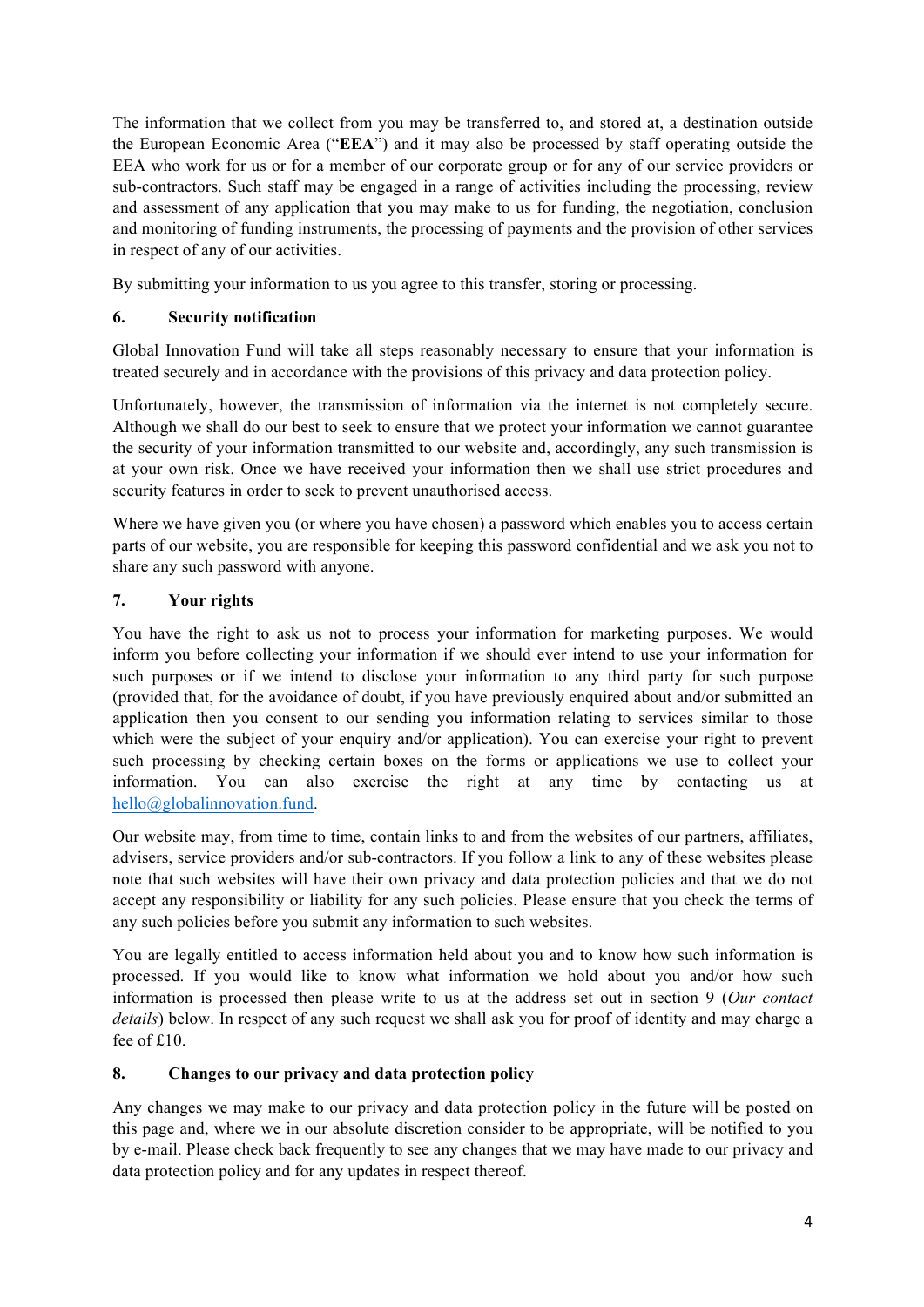The information that we collect from you may be transferred to, and stored at, a destination outside the European Economic Area ("**EEA**") and it may also be processed by staff operating outside the EEA who work for us or for a member of our corporate group or for any of our service providers or sub-contractors. Such staff may be engaged in a range of activities including the processing, review and assessment of any application that you may make to us for funding, the negotiation, conclusion and monitoring of funding instruments, the processing of payments and the provision of other services in respect of any of our activities.

By submitting your information to us you agree to this transfer, storing or processing.

## 6. Security notification

Global Innovation Fund will take all steps reasonably necessary to ensure that your information is treated securely and in accordance with the provisions of this privacy and data protection policy.

Unfortunately, however, the transmission of information via the internet is not completely secure. Although we shall do our best to seek to ensure that we protect your information we cannot guarantee the security of your information transmitted to our website and, accordingly, any such transmission is at your own risk. Once we have received your information then we shall use strict procedures and security features in order to seek to prevent unauthorised access.

Where we have given you (or where you have chosen) a password which enables you to access certain parts of our website, you are responsible for keeping this password confidential and we ask you not to share any such password with anyone.

## 7. Your rights

You have the right to ask us not to process your information for marketing purposes. We would inform you before collecting your information if we should ever intend to use your information for such purposes or if we intend to disclose your information to any third party for such purpose (provided that, for the avoidance of doubt, if you have previously enquired about and/or submitted an application then you consent to our sending you information relating to services similar to those which were the subject of your enquiry and/or application). You can exercise your right to prevent such processing by checking certain boxes on the forms or applications we use to collect your information. You can also exercise the right at any time by contacting us at hello@globalinnovation.fund.

Our website may, from time to time, contain links to and from the websites of our partners, affiliates, advisers, service providers and/or sub-contractors. If you follow a link to any of these websites please note that such websites will have their own privacy and data protection policies and that we do not accept any responsibility or liability for any such policies. Please ensure that you check the terms of any such policies before you submit any information to such websites.

You are legally entitled to access information held about you and to know how such information is processed. If you would like to know what information we hold about you and/or how such information is processed then please write to us at the address set out in section 9 (*Our contact details*) below. In respect of any such request we shall ask you for proof of identity and may charge a fee of £10.

## 8. Changes to our privacy and data protection policy

Any changes we may make to our privacy and data protection policy in the future will be posted on this page and, where we in our absolute discretion consider to be appropriate, will be notified to you by e-mail. Please check back frequently to see any changes that we may have made to our privacy and data protection policy and for any updates in respect thereof.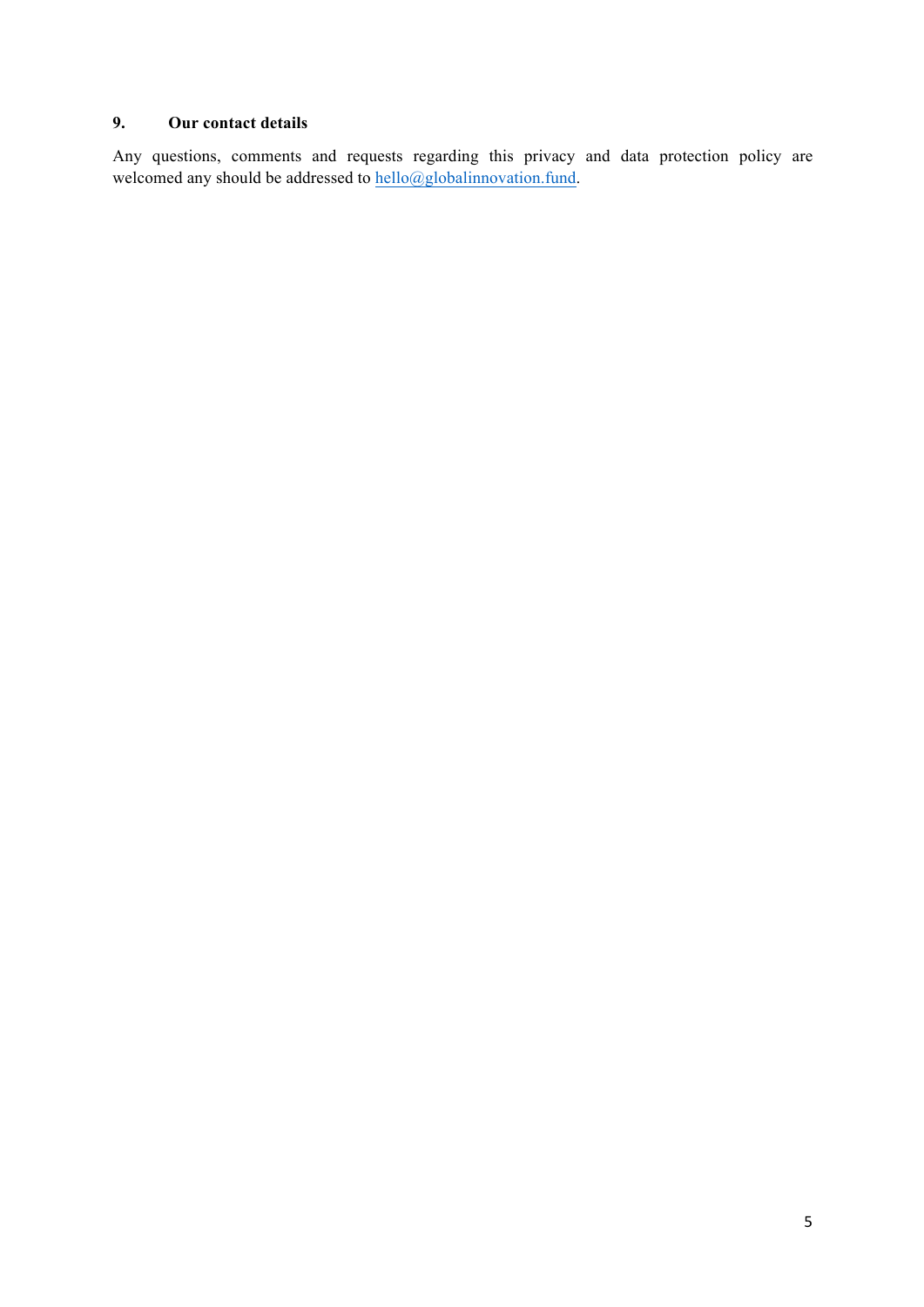## 9. Our contact details

Any questions, comments and requests regarding this privacy and data protection policy are welcomed any should be addressed to hello@globalinnovation.fund.